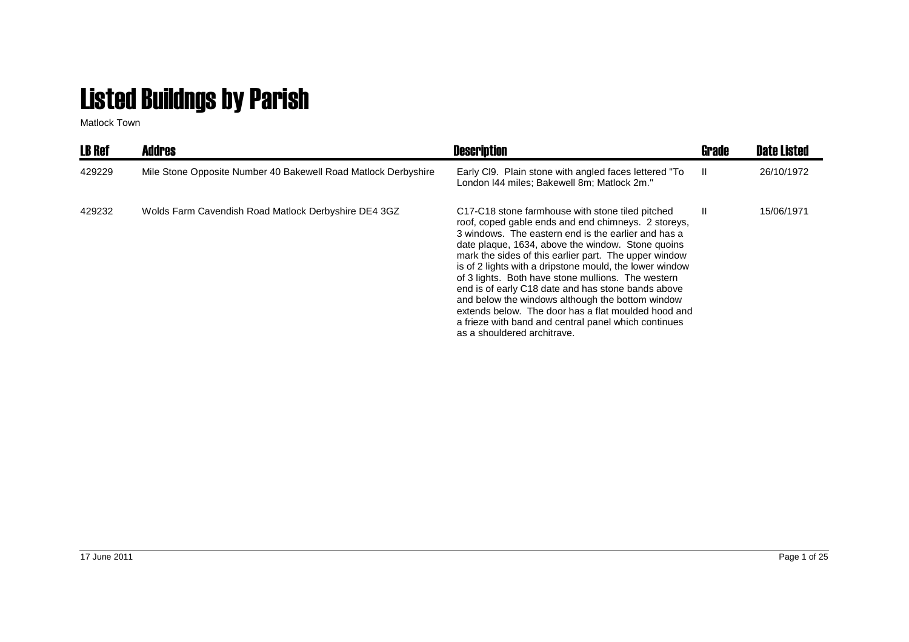# Listed Buildngs by Parish

Matlock Town

| LB Ref | Addres | Description | Grade | Date Listed |
|---|---|---|---|---|
| 429229 | Mile Stone Opposite Number 40 Bakewell Road Matlock Derbyshire | Early Cl9. Plain stone with angled faces lettered "To London l44 miles; Bakewell 8m; Matlock 2m." | II | 26/10/1972 |
| 429232 | Wolds Farm Cavendish Road Matlock Derbyshire DE4 3GZ | C17-C18 stone farmhouse with stone tiled pitched roof, coped gable ends and end chimneys. 2 storeys, 3 windows. The eastern end is the earlier and has a date plaque, 1634, above the window. Stone quoins mark the sides of this earlier part. The upper window is of 2 lights with a dripstone mould, the lower window of 3 lights. Both have stone mullions. The western end is of early C18 date and has stone bands above and below the windows although the bottom window extends below. The door has a flat moulded hood and a frieze with band and central panel which continues as a shouldered architrave. | II | 15/06/1971 |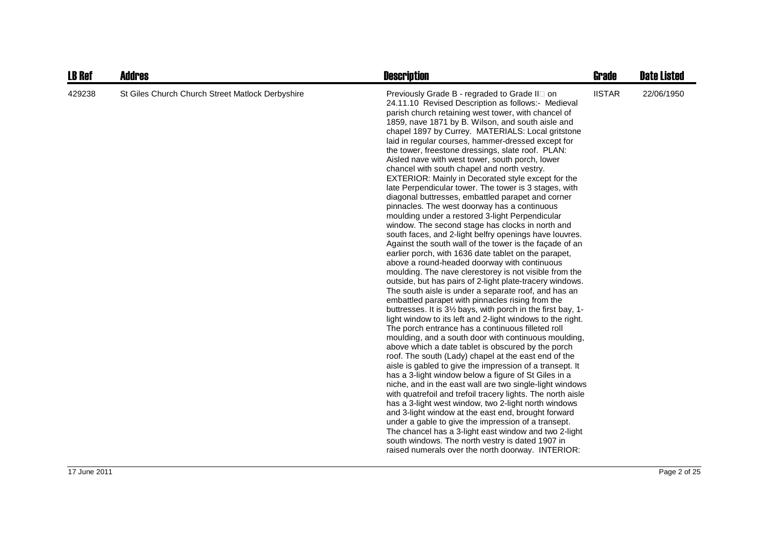| LB Ref | Addres | Description | Grade | Date Listed |
| --- | --- | --- | --- | --- |
| 429238 | St Giles Church Church Street Matlock Derbyshire | Previously Grade B - regraded to Grade II□ on 24.11.10 Revised Description as follows:- Medieval parish church retaining west tower, with chancel of 1859, nave 1871 by B. Wilson, and south aisle and chapel 1897 by Currey. MATERIALS: Local gritstone laid in regular courses, hammer-dressed except for the tower, freestone dressings, slate roof. PLAN: Aisled nave with west tower, south porch, lower chancel with south chapel and north vestry. EXTERIOR: Mainly in Decorated style except for the late Perpendicular tower. The tower is 3 stages, with diagonal buttresses, embattled parapet and corner pinnacles. The west doorway has a continuous moulding under a restored 3-light Perpendicular window. The second stage has clocks in north and south faces, and 2-light belfry openings have louvres. Against the south wall of the tower is the façade of an earlier porch, with 1636 date tablet on the parapet, above a round-headed doorway with continuous moulding. The nave clerestorey is not visible from the outside, but has pairs of 2-light plate-tracery windows. The south aisle is under a separate roof, and has an embattled parapet with pinnacles rising from the buttresses. It is 3½ bays, with porch in the first bay, 1-light window to its left and 2-light windows to the right. The porch entrance has a continuous filleted roll moulding, and a south door with continuous moulding, above which a date tablet is obscured by the porch roof. The south (Lady) chapel at the east end of the aisle is gabled to give the impression of a transept. It has a 3-light window below a figure of St Giles in a niche, and in the east wall are two single-light windows with quatrefoil and trefoil tracery lights. The north aisle has a 3-light west window, two 2-light north windows and 3-light window at the east end, brought forward under a gable to give the impression of a transept. The chancel has a 3-light east window and two 2-light south windows. The north vestry is dated 1907 in raised numerals over the north doorway. INTERIOR: | IISTAR | 22/06/1950 |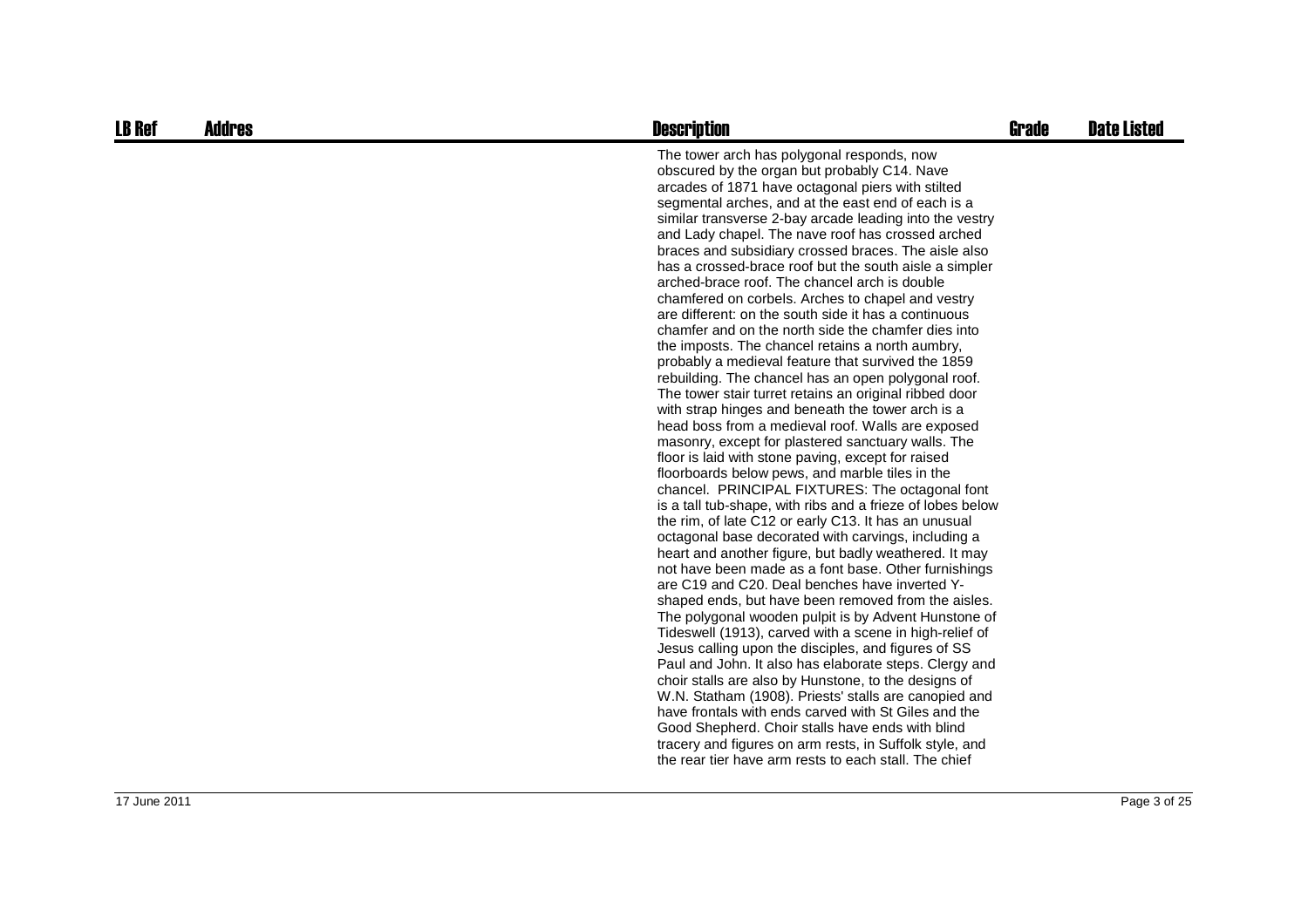| LB Ref | Addres | Description | Grade | Date Listed |
|---|---|---|---|---|
| | | The tower arch has polygonal responds, now obscured by the organ but probably C14. Nave arcades of 1871 have octagonal piers with stilted segmental arches, and at the east end of each is a similar transverse 2-bay arcade leading into the vestry and Lady chapel. The nave roof has crossed arched braces and subsidiary crossed braces. The aisle also has a crossed-brace roof but the south aisle a simpler arched-brace roof. The chancel arch is double chamfered on corbels. Arches to chapel and vestry are different: on the south side it has a continuous chamfer and on the north side the chamfer dies into the imposts. The chancel retains a north aumbry, probably a medieval feature that survived the 1859 rebuilding. The chancel has an open polygonal roof. The tower stair turret retains an original ribbed door with strap hinges and beneath the tower arch is a head boss from a medieval roof. Walls are exposed masonry, except for plastered sanctuary walls. The floor is laid with stone paving, except for raised floorboards below pews, and marble tiles in the chancel. PRINCIPAL FIXTURES: The octagonal font is a tall tub-shape, with ribs and a frieze of lobes below the rim, of late C12 or early C13. It has an unusual octagonal base decorated with carvings, including a heart and another figure, but badly weathered. It may not have been made as a font base. Other furnishings are C19 and C20. Deal benches have inverted Y-shaped ends, but have been removed from the aisles. The polygonal wooden pulpit is by Advent Hunstone of Tideswell (1913), carved with a scene in high-relief of Jesus calling upon the disciples, and figures of SS Paul and John. It also has elaborate steps. Clergy and choir stalls are also by Hunstone, to the designs of W.N. Statham (1908). Priests' stalls are canopied and have frontals with ends carved with St Giles and the Good Shepherd. Choir stalls have ends with blind tracery and figures on arm rests, in Suffolk style, and the rear tier have arm rests to each stall. The chief | | |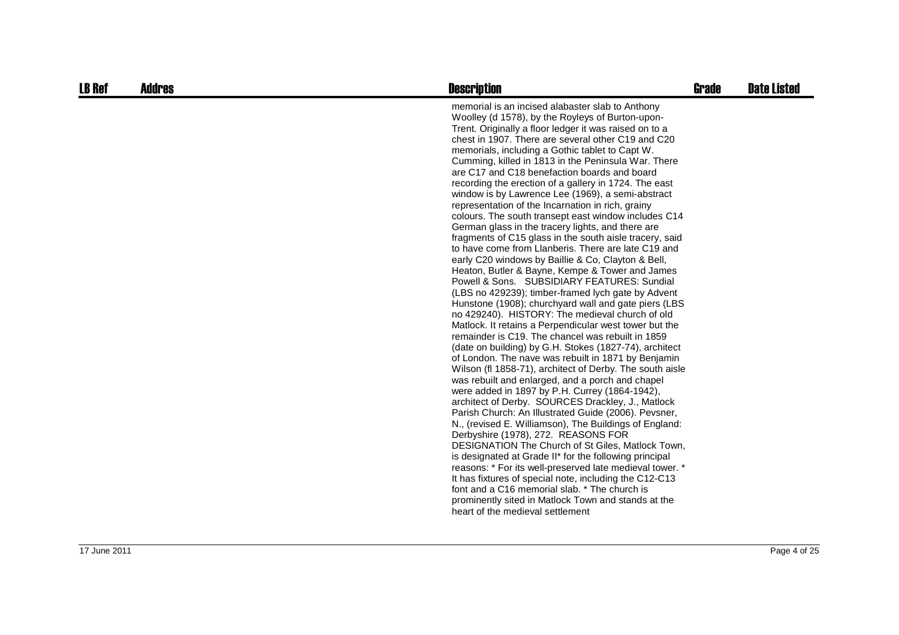| LB Ref | Addres | Description | Grade | Date Listed |
|---|---|---|---|---|
| | | memorial is an incised alabaster slab to Anthony Woolley (d 1578), by the Royleys of Burton-upon-Trent. Originally a floor ledger it was raised on to a chest in 1907. There are several other C19 and C20 memorials, including a Gothic tablet to Capt W. Cumming, killed in 1813 in the Peninsula War. There are C17 and C18 benefaction boards and board recording the erection of a gallery in 1724. The east window is by Lawrence Lee (1969), a semi-abstract representation of the Incarnation in rich, grainy colours. The south transept east window includes C14 German glass in the tracery lights, and there are fragments of C15 glass in the south aisle tracery, said to have come from Llanberis. There are late C19 and early C20 windows by Baillie & Co, Clayton & Bell, Heaton, Butler & Bayne, Kempe & Tower and James Powell & Sons. SUBSIDIARY FEATURES: Sundial (LBS no 429239); timber-framed lych gate by Advent Hunstone (1908); churchyard wall and gate piers (LBS no 429240). HISTORY: The medieval church of old Matlock. It retains a Perpendicular west tower but the remainder is C19. The chancel was rebuilt in 1859 (date on building) by G.H. Stokes (1827-74), architect of London. The nave was rebuilt in 1871 by Benjamin Wilson (fl 1858-71), architect of Derby. The south aisle was rebuilt and enlarged, and a porch and chapel were added in 1897 by P.H. Currey (1864-1942), architect of Derby. SOURCES Drackley, J., Matlock Parish Church: An Illustrated Guide (2006). Pevsner, N., (revised E. Williamson), The Buildings of England: Derbyshire (1978), 272. REASONS FOR DESIGNATION The Church of St Giles, Matlock Town, is designated at Grade II* for the following principal reasons: * For its well-preserved late medieval tower. * It has fixtures of special note, including the C12-C13 font and a C16 memorial slab. * The church is prominently sited in Matlock Town and stands at the heart of the medieval settlement | | |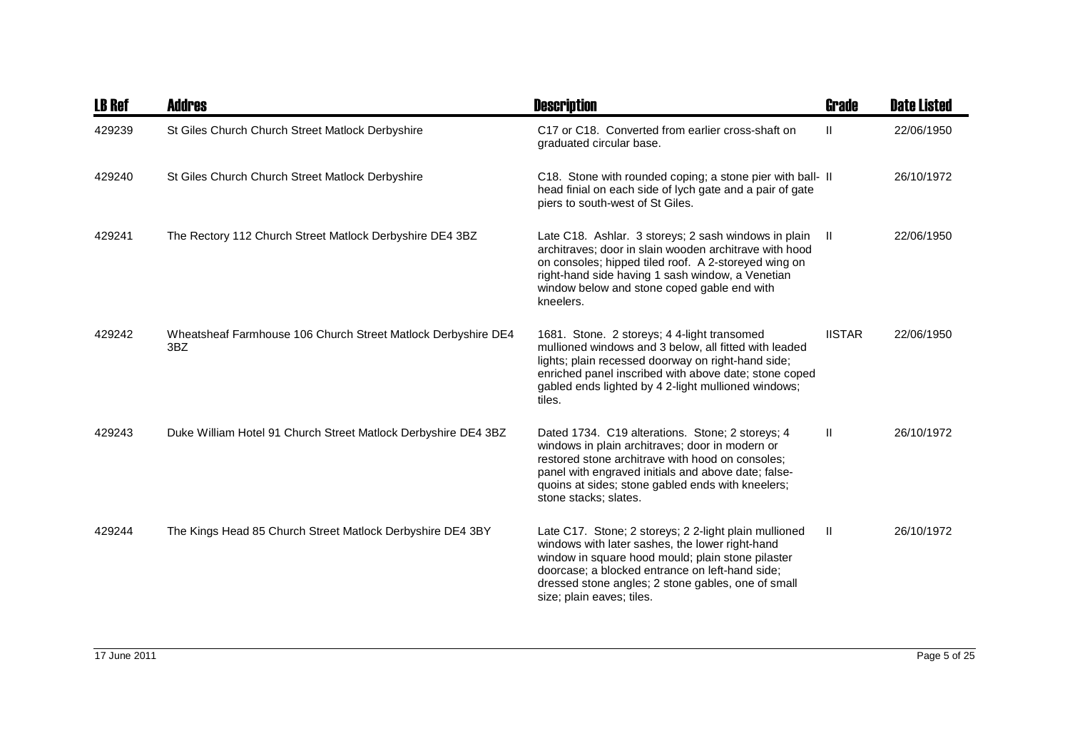| LB Ref | Addres | Description | Grade | Date Listed |
|---|---|---|---|---|
| 429239 | St Giles Church Church Street Matlock Derbyshire | C17 or C18. Converted from earlier cross-shaft on graduated circular base. | II | 22/06/1950 |
| 429240 | St Giles Church Church Street Matlock Derbyshire | C18. Stone with rounded coping; a stone pier with ball-head finial on each side of lych gate and a pair of gate piers to south-west of St Giles. | II | 26/10/1972 |
| 429241 | The Rectory 112 Church Street Matlock Derbyshire DE4 3BZ | Late C18. Ashlar. 3 storeys; 2 sash windows in plain architraves; door in slain wooden architrave with hood on consoles; hipped tiled roof. A 2-storeyed wing on right-hand side having 1 sash window, a Venetian window below and stone coped gable end with kneelers. | II | 22/06/1950 |
| 429242 | Wheatsheaf Farmhouse 106 Church Street Matlock Derbyshire DE4 3BZ | 1681. Stone. 2 storeys; 4 4-light transomed mullioned windows and 3 below, all fitted with leaded lights; plain recessed doorway on right-hand side; enriched panel inscribed with above date; stone coped gabled ends lighted by 4 2-light mullioned windows; tiles. | IISTAR | 22/06/1950 |
| 429243 | Duke William Hotel 91 Church Street Matlock Derbyshire DE4 3BZ | Dated 1734. C19 alterations. Stone; 2 storeys; 4 windows in plain architraves; door in modern or restored stone architrave with hood on consoles; panel with engraved initials and above date; false-quoins at sides; stone gabled ends with kneelers; stone stacks; slates. | II | 26/10/1972 |
| 429244 | The Kings Head 85 Church Street Matlock Derbyshire DE4 3BY | Late C17. Stone; 2 storeys; 2 2-light plain mullioned windows with later sashes, the lower right-hand window in square hood mould; plain stone pilaster doorcase; a blocked entrance on left-hand side; dressed stone angles; 2 stone gables, one of small size; plain eaves; tiles. | II | 26/10/1972 |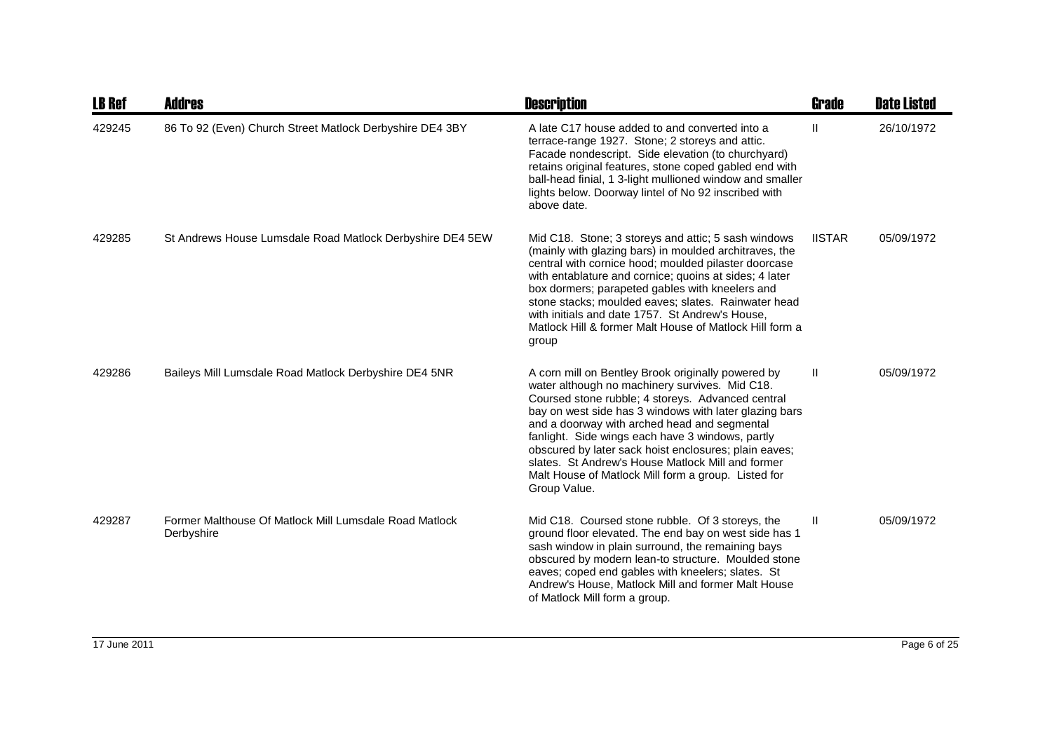| LB Ref | Addres | Description | Grade | Date Listed |
|---|---|---|---|---|
| 429245 | 86 To 92 (Even) Church Street Matlock Derbyshire DE4 3BY | A late C17 house added to and converted into a terrace-range 1927. Stone; 2 storeys and attic. Facade nondescript. Side elevation (to churchyard) retains original features, stone coped gabled end with ball-head finial, 1 3-light mullioned window and smaller lights below. Doorway lintel of No 92 inscribed with above date. | II | 26/10/1972 |
| 429285 | St Andrews House Lumsdale Road Matlock Derbyshire DE4 5EW | Mid C18. Stone; 3 storeys and attic; 5 sash windows (mainly with glazing bars) in moulded architraves, the central with cornice hood; moulded pilaster doorcase with entablature and cornice; quoins at sides; 4 later box dormers; parapeted gables with kneelers and stone stacks; moulded eaves; slates. Rainwater head with initials and date 1757. St Andrew's House, Matlock Hill & former Malt House of Matlock Hill form a group | IISTAR | 05/09/1972 |
| 429286 | Baileys Mill Lumsdale Road Matlock Derbyshire DE4 5NR | A corn mill on Bentley Brook originally powered by water although no machinery survives. Mid C18. Coursed stone rubble; 4 storeys. Advanced central bay on west side has 3 windows with later glazing bars and a doorway with arched head and segmental fanlight. Side wings each have 3 windows, partly obscured by later sack hoist enclosures; plain eaves; slates. St Andrew's House Matlock Mill and former Malt House of Matlock Mill form a group. Listed for Group Value. | II | 05/09/1972 |
| 429287 | Former Malthouse Of Matlock Mill Lumsdale Road Matlock Derbyshire | Mid C18. Coursed stone rubble. Of 3 storeys, the ground floor elevated. The end bay on west side has 1 sash window in plain surround, the remaining bays obscured by modern lean-to structure. Moulded stone eaves; coped end gables with kneelers; slates. St Andrew's House, Matlock Mill and former Malt House of Matlock Mill form a group. | II | 05/09/1972 |

17 June 2011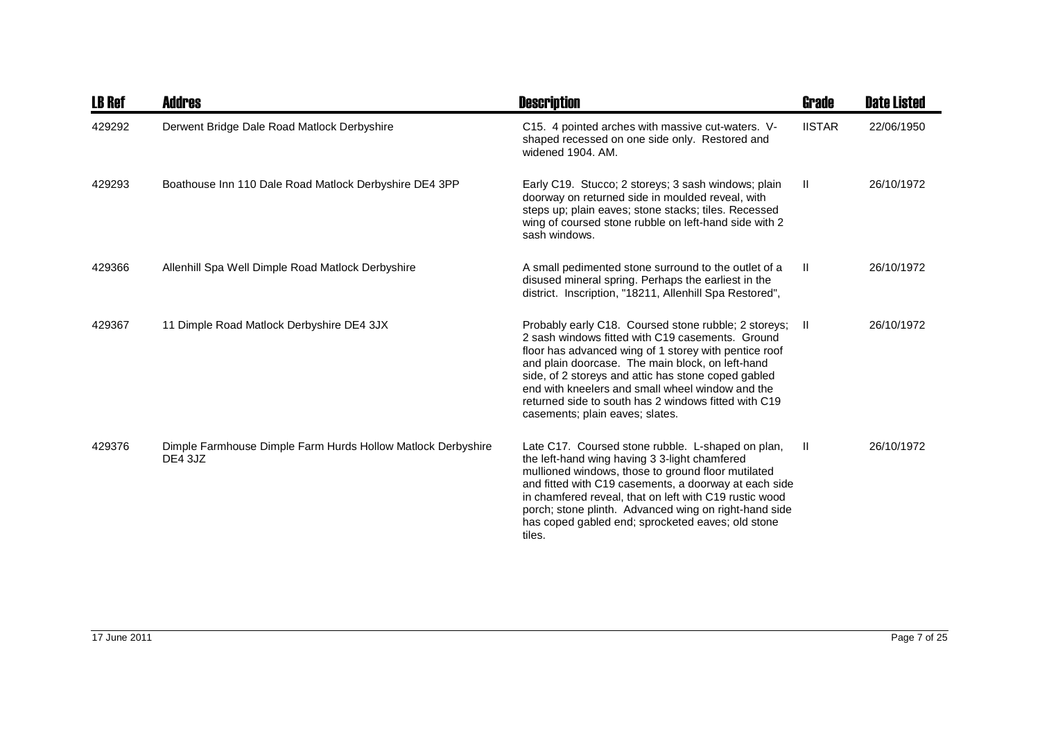| LB Ref | Addres | Description | Grade | Date Listed |
|---|---|---|---|---|
| 429292 | Derwent Bridge Dale Road Matlock Derbyshire | C15. 4 pointed arches with massive cut-waters. V-shaped recessed on one side only. Restored and widened 1904. AM. | IISTAR | 22/06/1950 |
| 429293 | Boathouse Inn 110 Dale Road Matlock Derbyshire DE4 3PP | Early C19. Stucco; 2 storeys; 3 sash windows; plain doorway on returned side in moulded reveal, with steps up; plain eaves; stone stacks; tiles. Recessed wing of coursed stone rubble on left-hand side with 2 sash windows. | II | 26/10/1972 |
| 429366 | Allenhill Spa Well Dimple Road Matlock Derbyshire | A small pedimented stone surround to the outlet of a disused mineral spring. Perhaps the earliest in the district. Inscription, "18211, Allenhill Spa Restored", | II | 26/10/1972 |
| 429367 | 11 Dimple Road Matlock Derbyshire DE4 3JX | Probably early C18. Coursed stone rubble; 2 storeys; 2 sash windows fitted with C19 casements. Ground floor has advanced wing of 1 storey with pentice roof and plain doorcase. The main block, on left-hand side, of 2 storeys and attic has stone coped gabled end with kneelers and small wheel window and the returned side to south has 2 windows fitted with C19 casements; plain eaves; slates. | II | 26/10/1972 |
| 429376 | Dimple Farmhouse Dimple Farm Hurds Hollow Matlock Derbyshire DE4 3JZ | Late C17. Coursed stone rubble. L-shaped on plan, the left-hand wing having 3 3-light chamfered mullioned windows, those to ground floor mutilated and fitted with C19 casements, a doorway at each side in chamfered reveal, that on left with C19 rustic wood porch; stone plinth. Advanced wing on right-hand side has coped gabled end; sprocketed eaves; old stone tiles. | II | 26/10/1972 |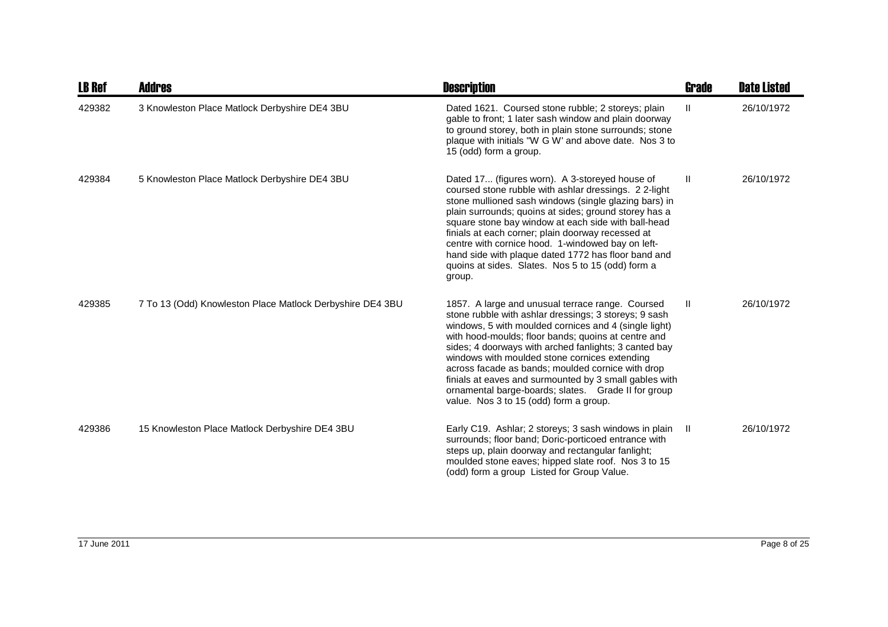| LB Ref | Addres | Description | Grade | Date Listed |
|---|---|---|---|---|
| 429382 | 3 Knowleston Place Matlock Derbyshire DE4 3BU | Dated 1621. Coursed stone rubble; 2 storeys; plain gable to front; 1 later sash window and plain doorway to ground storey, both in plain stone surrounds; stone plaque with initials "W G W' and above date. Nos 3 to 15 (odd) form a group. | II | 26/10/1972 |
| 429384 | 5 Knowleston Place Matlock Derbyshire DE4 3BU | Dated 17... (figures worn). A 3-storeyed house of coursed stone rubble with ashlar dressings. 2 2-light stone mullioned sash windows (single glazing bars) in plain surrounds; quoins at sides; ground storey has a square stone bay window at each side with ball-head finials at each corner; plain doorway recessed at centre with cornice hood. 1-windowed bay on left-hand side with plaque dated 1772 has floor band and quoins at sides. Slates. Nos 5 to 15 (odd) form a group. | II | 26/10/1972 |
| 429385 | 7 To 13 (Odd) Knowleston Place Matlock Derbyshire DE4 3BU | 1857. A large and unusual terrace range. Coursed stone rubble with ashlar dressings; 3 storeys; 9 sash windows, 5 with moulded cornices and 4 (single light) with hood-moulds; floor bands; quoins at centre and sides; 4 doorways with arched fanlights; 3 canted bay windows with moulded stone cornices extending across facade as bands; moulded cornice with drop finials at eaves and surmounted by 3 small gables with ornamental barge-boards; slates. Grade II for group value. Nos 3 to 15 (odd) form a group. | II | 26/10/1972 |
| 429386 | 15 Knowleston Place Matlock Derbyshire DE4 3BU | Early C19. Ashlar; 2 storeys; 3 sash windows in plain surrounds; floor band; Doric-porticoed entrance with steps up, plain doorway and rectangular fanlight; moulded stone eaves; hipped slate roof. Nos 3 to 15 (odd) form a group Listed for Group Value. | II | 26/10/1972 |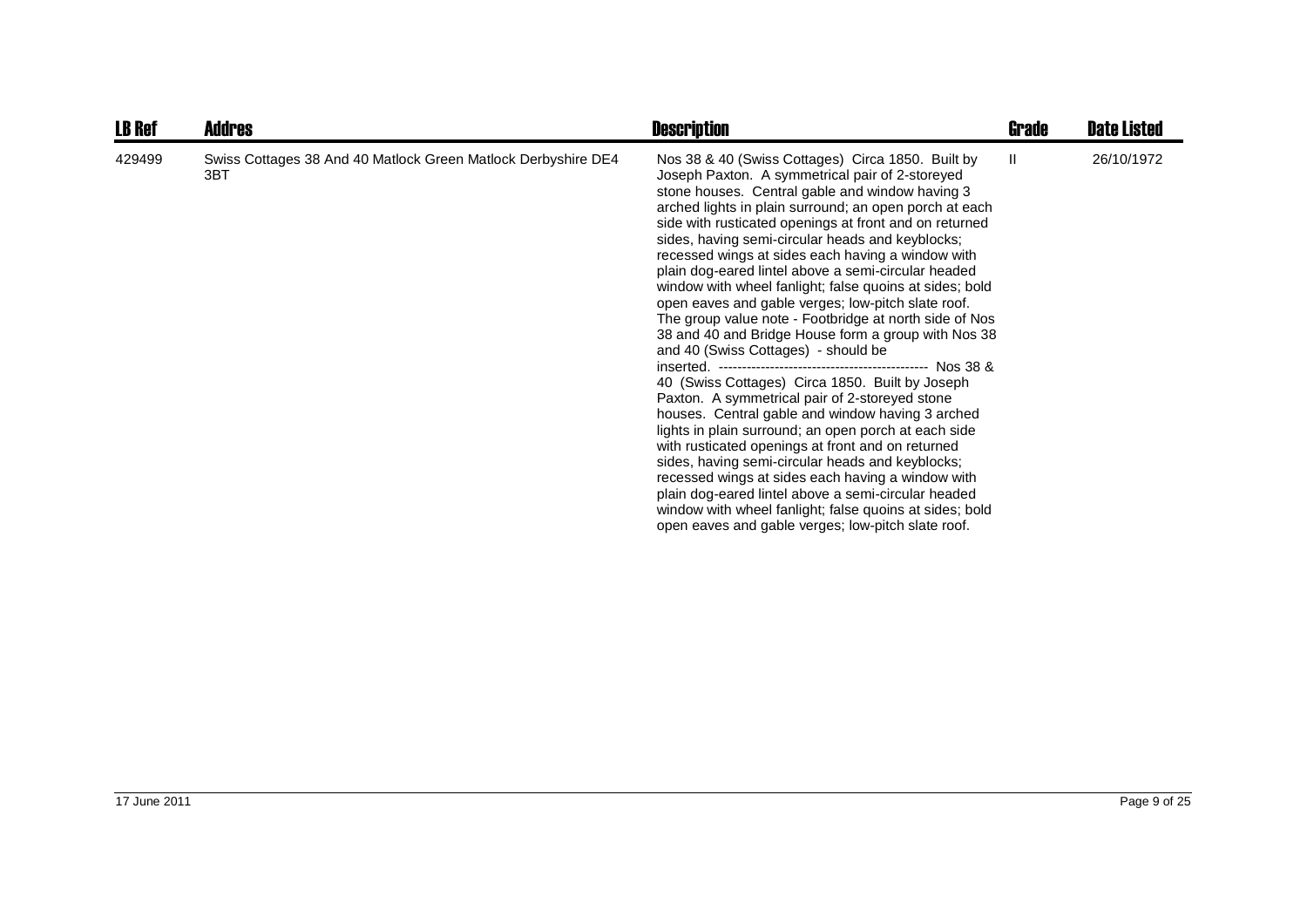| LB Ref | Addres | Description | Grade | Date Listed |
| --- | --- | --- | --- | --- |
| 429499 | Swiss Cottages 38 And 40 Matlock Green Matlock Derbyshire DE4 3BT | Nos 38 & 40 (Swiss Cottages) Circa 1850. Built by Joseph Paxton. A symmetrical pair of 2-storeyed stone houses. Central gable and window having 3 arched lights in plain surround; an open porch at each side with rusticated openings at front and on returned sides, having semi-circular heads and keyblocks; recessed wings at sides each having a window with plain dog-eared lintel above a semi-circular headed window with wheel fanlight; false quoins at sides; bold open eaves and gable verges; low-pitch slate roof. The group value note - Footbridge at north side of Nos 38 and 40 and Bridge House form a group with Nos 38 and 40 (Swiss Cottages) - should be inserted. ---------------------------------------------- Nos 38 & 40 (Swiss Cottages) Circa 1850. Built by Joseph Paxton. A symmetrical pair of 2-storeyed stone houses. Central gable and window having 3 arched lights in plain surround; an open porch at each side with rusticated openings at front and on returned sides, having semi-circular heads and keyblocks; recessed wings at sides each having a window with plain dog-eared lintel above a semi-circular headed window with wheel fanlight; false quoins at sides; bold open eaves and gable verges; low-pitch slate roof. | II | 26/10/1972 |

17 June 2011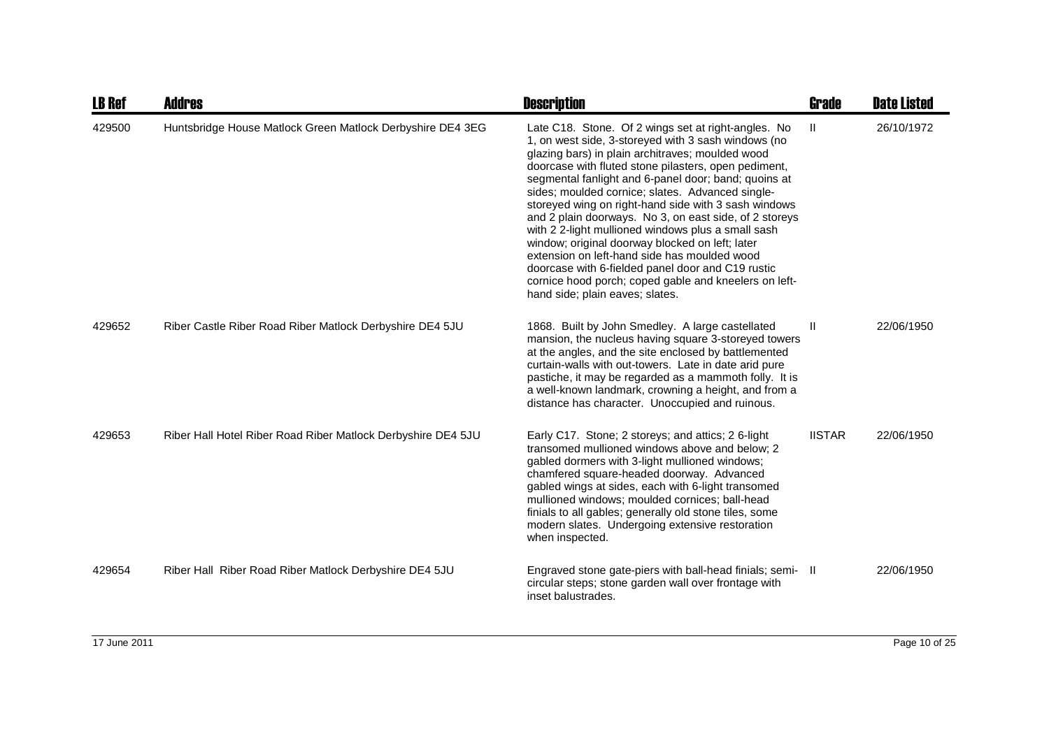| LB Ref | Addres | Description | Grade | Date Listed |
|---|---|---|---|---|
| 429500 | Huntsbridge House Matlock Green Matlock Derbyshire DE4 3EG | Late C18. Stone. Of 2 wings set at right-angles. No 1, on west side, 3-storeyed with 3 sash windows (no glazing bars) in plain architraves; moulded wood doorcase with fluted stone pilasters, open pediment, segmental fanlight and 6-panel door; band; quoins at sides; moulded cornice; slates. Advanced single-storeyed wing on right-hand side with 3 sash windows and 2 plain doorways. No 3, on east side, of 2 storeys with 2 2-light mullioned windows plus a small sash window; original doorway blocked on left; later extension on left-hand side has moulded wood doorcase with 6-fielded panel door and C19 rustic cornice hood porch; coped gable and kneelers on left-hand side; plain eaves; slates. | II | 26/10/1972 |
| 429652 | Riber Castle Riber Road Riber Matlock Derbyshire DE4 5JU | 1868. Built by John Smedley. A large castellated mansion, the nucleus having square 3-storeyed towers at the angles, and the site enclosed by battlemented curtain-walls with out-towers. Late in date arid pure pastiche, it may be regarded as a mammoth folly. It is a well-known landmark, crowning a height, and from a distance has character. Unoccupied and ruinous. | II | 22/06/1950 |
| 429653 | Riber Hall Hotel Riber Road Riber Matlock Derbyshire DE4 5JU | Early C17. Stone; 2 storeys; and attics; 2 6-light transomed mullioned windows above and below; 2 gabled dormers with 3-light mullioned windows; chamfered square-headed doorway. Advanced gabled wings at sides, each with 6-light transomed mullioned windows; moulded cornices; ball-head finials to all gables; generally old stone tiles, some modern slates. Undergoing extensive restoration when inspected. | IISTAR | 22/06/1950 |
| 429654 | Riber Hall Riber Road Riber Matlock Derbyshire DE4 5JU | Engraved stone gate-piers with ball-head finials; semi-circular steps; stone garden wall over frontage with inset balustrades. | II | 22/06/1950 |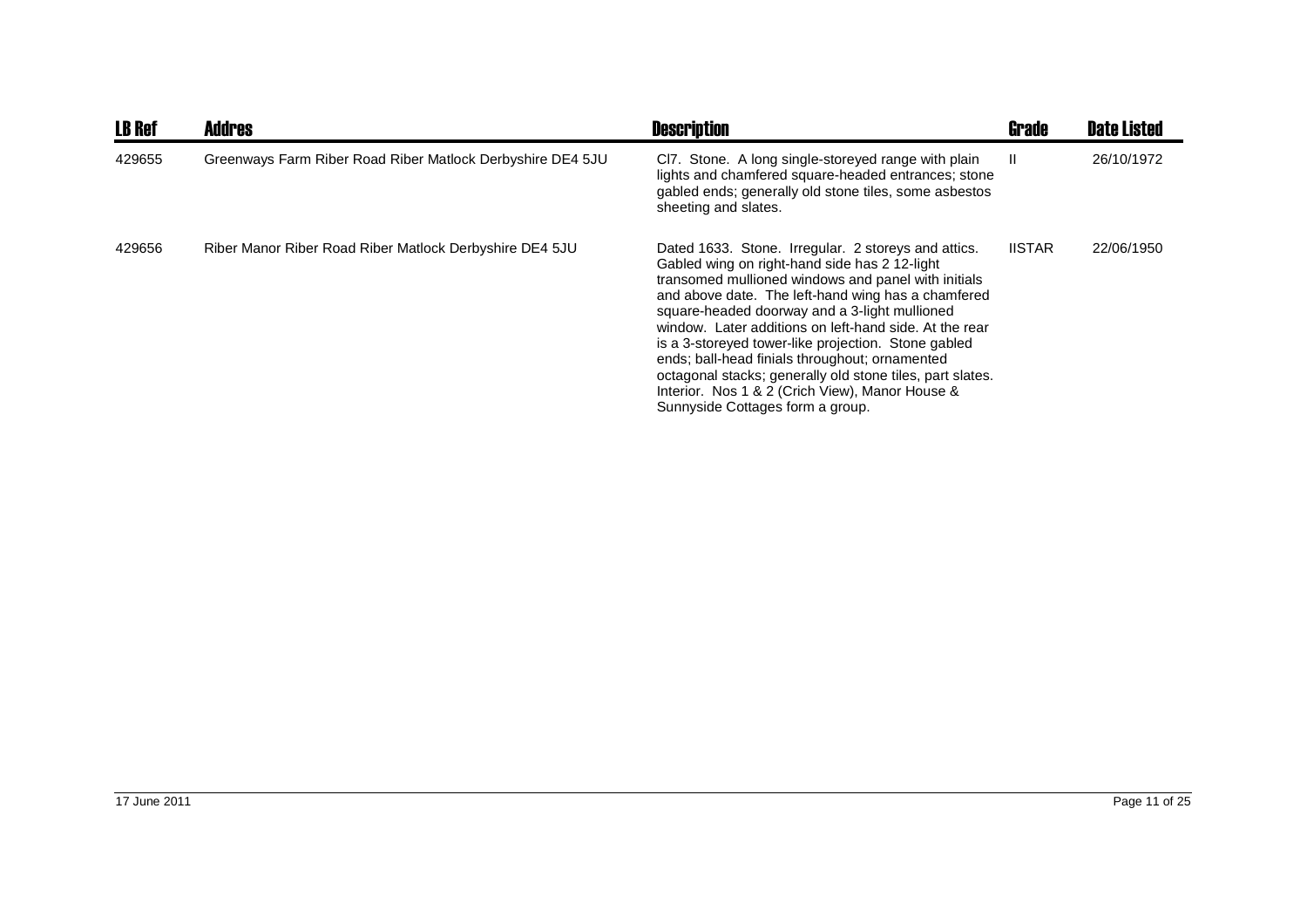| LB Ref | Addres | Description | Grade | Date Listed |
|---|---|---|---|---|
| 429655 | Greenways Farm Riber Road Riber Matlock Derbyshire DE4 5JU | Cl7. Stone. A long single-storeyed range with plain lights and chamfered square-headed entrances; stone gabled ends; generally old stone tiles, some asbestos sheeting and slates. | II | 26/10/1972 |
| 429656 | Riber Manor Riber Road Riber Matlock Derbyshire DE4 5JU | Dated 1633. Stone. Irregular. 2 storeys and attics. Gabled wing on right-hand side has 2 12-light transomed mullioned windows and panel with initials and above date. The left-hand wing has a chamfered square-headed doorway and a 3-light mullioned window. Later additions on left-hand side. At the rear is a 3-storeyed tower-like projection. Stone gabled ends; ball-head finials throughout; ornamented octagonal stacks; generally old stone tiles, part slates. Interior. Nos 1 & 2 (Crich View), Manor House & Sunnyside Cottages form a group. | IISTAR | 22/06/1950 |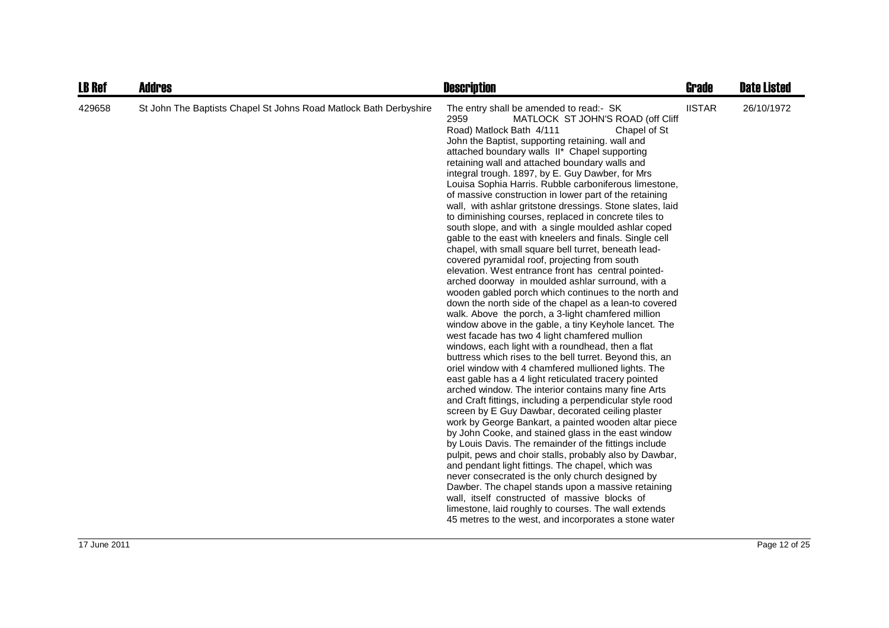| LB Ref | Addres | Description | Grade | Date Listed |
| --- | --- | --- | --- | --- |
| 429658 | St John The Baptists Chapel St Johns Road Matlock Bath Derbyshire | The entry shall be amended to read:- SK 2959 MATLOCK ST JOHN'S ROAD (off Cliff Road) Matlock Bath 4/111 Chapel of St John the Baptist, supporting retaining. wall and attached boundary walls II* Chapel supporting retaining wall and attached boundary walls and integral trough. 1897, by E. Guy Dawber, for Mrs Louisa Sophia Harris. Rubble carboniferous limestone, of massive construction in lower part of the retaining wall, with ashlar gritstone dressings. Stone slates, laid to diminishing courses, replaced in concrete tiles to south slope, and with a single moulded ashlar coped gable to the east with kneelers and finals. Single cell chapel, with small square bell turret, beneath lead-covered pyramidal roof, projecting from south elevation. West entrance front has central pointed-arched doorway in moulded ashlar surround, with a wooden gabled porch which continues to the north and down the north side of the chapel as a lean-to covered walk. Above the porch, a 3-light chamfered million window above in the gable, a tiny Keyhole lancet. The west facade has two 4 light chamfered mullion windows, each light with a roundhead, then a flat buttress which rises to the bell turret. Beyond this, an oriel window with 4 chamfered mullioned lights. The east gable has a 4 light reticulated tracery pointed arched window. The interior contains many fine Arts and Craft fittings, including a perpendicular style rood screen by E Guy Dawbar, decorated ceiling plaster work by George Bankart, a painted wooden altar piece by John Cooke, and stained glass in the east window by Louis Davis. The remainder of the fittings include pulpit, pews and choir stalls, probably also by Dawbar, and pendant light fittings. The chapel, which was never consecrated is the only church designed by Dawber. The chapel stands upon a massive retaining wall, itself constructed of massive blocks of limestone, laid roughly to courses. The wall extends 45 metres to the west, and incorporates a stone water | IISTAR | 26/10/1972 |

17 June 2011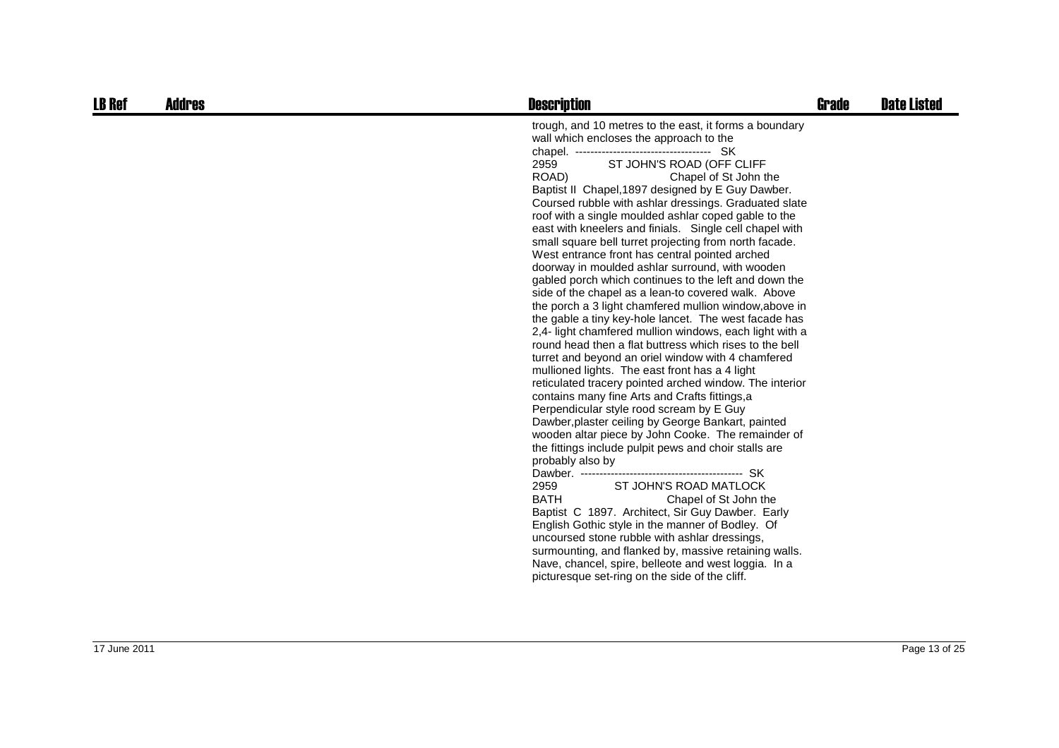| LB Ref | Addres | Description | Grade | Date Listed |
|---|---|---|---|---|
| | | trough, and 10 metres to the east, it forms a boundary wall which encloses the approach to the chapel. ------------------------------------ SK 2959 ST JOHN'S ROAD (OFF CLIFF ROAD) Chapel of St John the Baptist II Chapel,1897 designed by E Guy Dawber. Coursed rubble with ashlar dressings. Graduated slate roof with a single moulded ashlar coped gable to the east with kneelers and finials. Single cell chapel with small square bell turret projecting from north facade. West entrance front has central pointed arched doorway in moulded ashlar surround, with wooden gabled porch which continues to the left and down the side of the chapel as a lean-to covered walk. Above the porch a 3 light chamfered mullion window,above in the gable a tiny key-hole lancet. The west facade has 2,4- light chamfered mullion windows, each light with a round head then a flat buttress which rises to the bell turret and beyond an oriel window with 4 chamfered mullioned lights. The east front has a 4 light reticulated tracery pointed arched window. The interior contains many fine Arts and Crafts fittings,a Perpendicular style rood scream by E Guy Dawber,plaster ceiling by George Bankart, painted wooden altar piece by John Cooke. The remainder of the fittings include pulpit pews and choir stalls are probably also by Dawber. -------------------------------------------- SK 2959 ST JOHN'S ROAD MATLOCK BATH Chapel of St John the Baptist C 1897. Architect, Sir Guy Dawber. Early English Gothic style in the manner of Bodley. Of uncoursed stone rubble with ashlar dressings, surmounting, and flanked by, massive retaining walls. Nave, chancel, spire, belleote and west loggia. In a picturesque set-ring on the side of the cliff. | | |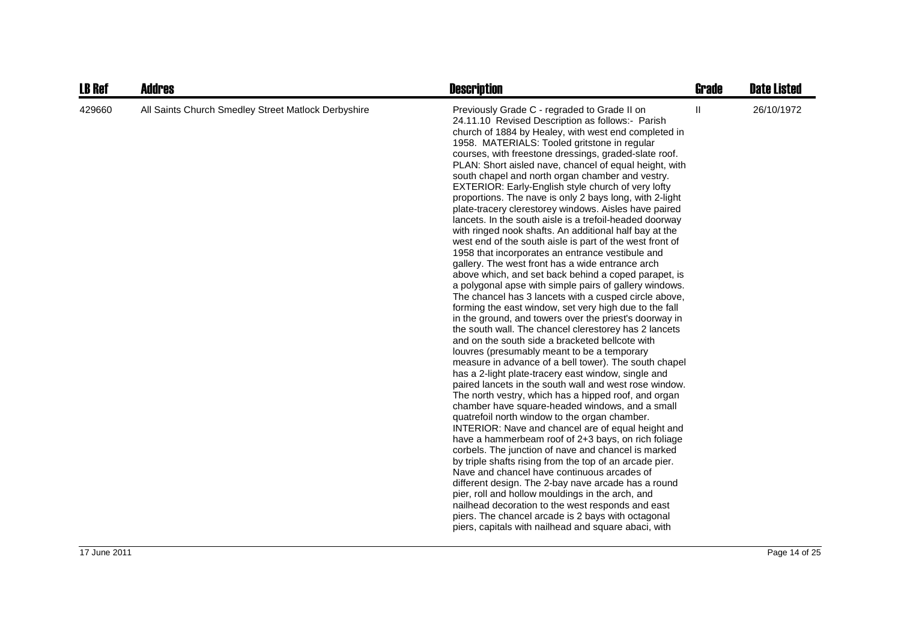| LB Ref | Addres | Description | Grade | Date Listed |
|---|---|---|---|---|
| 429660 | All Saints Church Smedley Street Matlock Derbyshire | Previously Grade C - regraded to Grade II on 24.11.10 Revised Description as follows:- Parish church of 1884 by Healey, with west end completed in 1958. MATERIALS: Tooled gritstone in regular courses, with freestone dressings, graded-slate roof. PLAN: Short aisled nave, chancel of equal height, with south chapel and north organ chamber and vestry. EXTERIOR: Early-English style church of very lofty proportions. The nave is only 2 bays long, with 2-light plate-tracery clerestorey windows. Aisles have paired lancets. In the south aisle is a trefoil-headed doorway with ringed nook shafts. An additional half bay at the west end of the south aisle is part of the west front of 1958 that incorporates an entrance vestibule and gallery. The west front has a wide entrance arch above which, and set back behind a coped parapet, is a polygonal apse with simple pairs of gallery windows. The chancel has 3 lancets with a cusped circle above, forming the east window, set very high due to the fall in the ground, and towers over the priest's doorway in the south wall. The chancel clerestorey has 2 lancets and on the south side a bracketed bellcote with louvres (presumably meant to be a temporary measure in advance of a bell tower). The south chapel has a 2-light plate-tracery east window, single and paired lancets in the south wall and west rose window. The north vestry, which has a hipped roof, and organ chamber have square-headed windows, and a small quatrefoil north window to the organ chamber. INTERIOR: Nave and chancel are of equal height and have a hammerbeam roof of 2+3 bays, on rich foliage corbels. The junction of nave and chancel is marked by triple shafts rising from the top of an arcade pier. Nave and chancel have continuous arcades of different design. The 2-bay nave arcade has a round pier, roll and hollow mouldings in the arch, and nailhead decoration to the west responds and east piers. The chancel arcade is 2 bays with octagonal piers, capitals with nailhead and square abaci, with | II | 26/10/1972 |

17 June 2011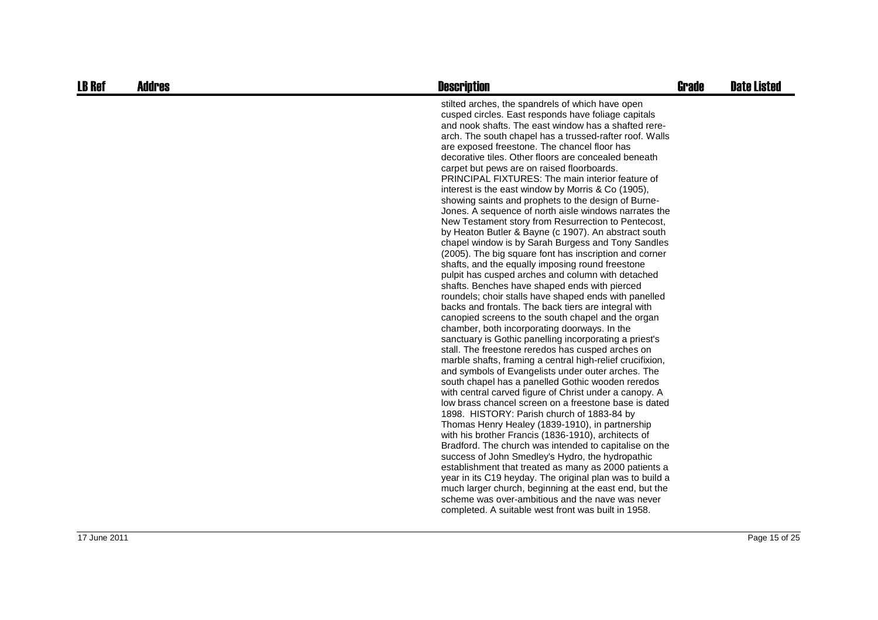| LB Ref | Addres | Description | Grade | Date Listed |
|---|---|---|---|---|
| | | stilted arches, the spandrels of which have open cusped circles. East responds have foliage capitals and nook shafts. The east window has a shafted rere-arch. The south chapel has a trussed-rafter roof. Walls are exposed freestone. The chancel floor has decorative tiles. Other floors are concealed beneath carpet but pews are on raised floorboards. PRINCIPAL FIXTURES: The main interior feature of interest is the east window by Morris & Co (1905), showing saints and prophets to the design of Burne-Jones. A sequence of north aisle windows narrates the New Testament story from Resurrection to Pentecost, by Heaton Butler & Bayne (c 1907). An abstract south chapel window is by Sarah Burgess and Tony Sandles (2005). The big square font has inscription and corner shafts, and the equally imposing round freestone pulpit has cusped arches and column with detached shafts. Benches have shaped ends with pierced roundels; choir stalls have shaped ends with panelled backs and frontals. The back tiers are integral with canopied screens to the south chapel and the organ chamber, both incorporating doorways. In the sanctuary is Gothic panelling incorporating a priest's stall. The freestone reredos has cusped arches on marble shafts, framing a central high-relief crucifixion, and symbols of Evangelists under outer arches. The south chapel has a panelled Gothic wooden reredos with central carved figure of Christ under a canopy. A low brass chancel screen on a freestone base is dated 1898. HISTORY: Parish church of 1883-84 by Thomas Henry Healey (1839-1910), in partnership with his brother Francis (1836-1910), architects of Bradford. The church was intended to capitalise on the success of John Smedley's Hydro, the hydropathic establishment that treated as many as 2000 patients a year in its C19 heyday. The original plan was to build a much larger church, beginning at the east end, but the scheme was over-ambitious and the nave was never completed. A suitable west front was built in 1958. | | |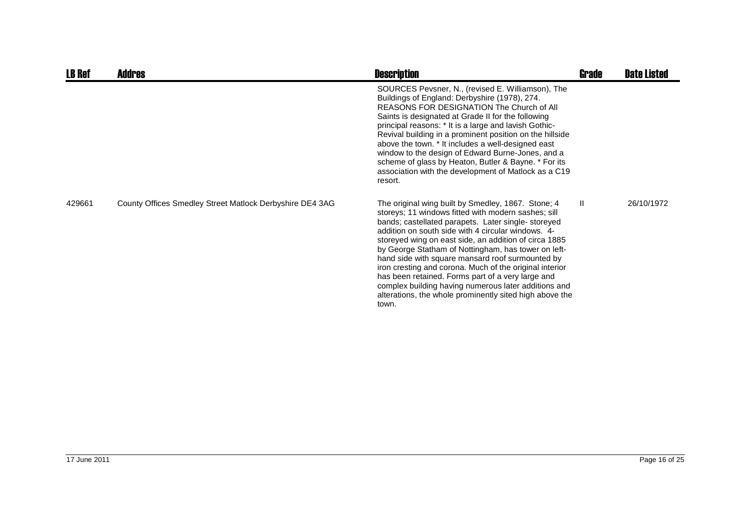| LB Ref | Addres | Description | Grade | Date Listed |
| --- | --- | --- | --- | --- |
| | | SOURCES Pevsner, N., (revised E. Williamson), The Buildings of England: Derbyshire (1978), 274. REASONS FOR DESIGNATION The Church of All Saints is designated at Grade II for the following principal reasons: * It is a large and lavish Gothic-Revival building in a prominent position on the hillside above the town. * It includes a well-designed east window to the design of Edward Burne-Jones, and a scheme of glass by Heaton, Butler & Bayne. * For its association with the development of Matlock as a C19 resort. | | |
| 429661 | County Offices Smedley Street Matlock Derbyshire DE4 3AG | The original wing built by Smedley, 1867. Stone; 4 storeys; 11 windows fitted with modern sashes; sill bands; castellated parapets. Later single- storeyed addition on south side with 4 circular windows. 4-storeyed wing on east side, an addition of circa 1885 by George Statham of Nottingham, has tower on left-hand side with square mansard roof surmounted by iron cresting and corona. Much of the original interior has been retained. Forms part of a very large and complex building having numerous later additions and alterations, the whole prominently sited high above the town. | II | 26/10/1972 |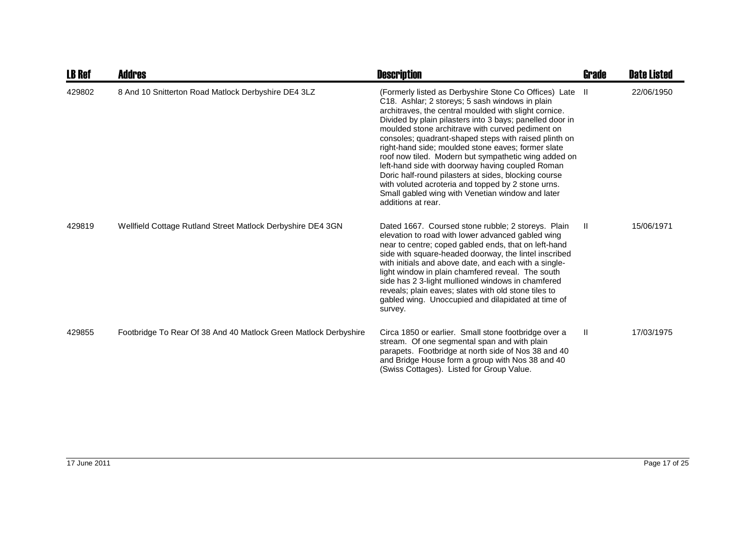| LB Ref | Addres | Description | Grade | Date Listed |
|---|---|---|---|---|
| 429802 | 8 And 10 Snitterton Road Matlock Derbyshire DE4 3LZ | (Formerly listed as Derbyshire Stone Co Offices) Late C18. Ashlar; 2 storeys; 5 sash windows in plain architraves, the central moulded with slight cornice. Divided by plain pilasters into 3 bays; panelled door in moulded stone architrave with curved pediment on consoles; quadrant-shaped steps with raised plinth on right-hand side; moulded stone eaves; former slate roof now tiled. Modern but sympathetic wing added on left-hand side with doorway having coupled Roman Doric half-round pilasters at sides, blocking course with voluted acroteria and topped by 2 stone urns. Small gabled wing with Venetian window and later additions at rear. | II | 22/06/1950 |
| 429819 | Wellfield Cottage Rutland Street Matlock Derbyshire DE4 3GN | Dated 1667. Coursed stone rubble; 2 storeys. Plain elevation to road with lower advanced gabled wing near to centre; coped gabled ends, that on left-hand side with square-headed doorway, the lintel inscribed with initials and above date, and each with a single-light window in plain chamfered reveal. The south side has 2 3-light mullioned windows in chamfered reveals; plain eaves; slates with old stone tiles to gabled wing. Unoccupied and dilapidated at time of survey. | II | 15/06/1971 |
| 429855 | Footbridge To Rear Of 38 And 40 Matlock Green Matlock Derbyshire | Circa 1850 or earlier. Small stone footbridge over a stream. Of one segmental span and with plain parapets. Footbridge at north side of Nos 38 and 40 and Bridge House form a group with Nos 38 and 40 (Swiss Cottages). Listed for Group Value. | II | 17/03/1975 |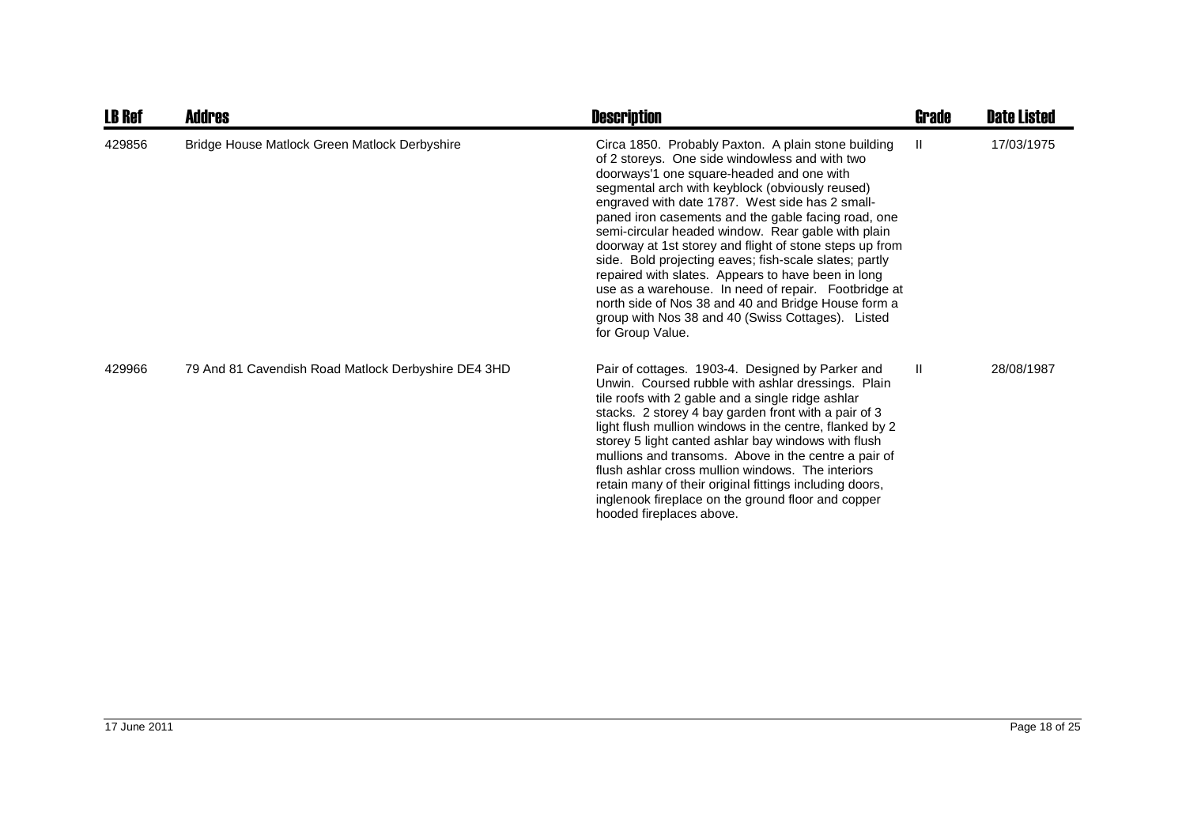| LB Ref | Addres | Description | Grade | Date Listed |
|---|---|---|---|---|
| 429856 | Bridge House Matlock Green Matlock Derbyshire | Circa 1850. Probably Paxton. A plain stone building of 2 storeys. One side windowless and with two doorways'1 one square-headed and one with segmental arch with keyblock (obviously reused) engraved with date 1787. West side has 2 small-paned iron casements and the gable facing road, one semi-circular headed window. Rear gable with plain doorway at 1st storey and flight of stone steps up from side. Bold projecting eaves; fish-scale slates; partly repaired with slates. Appears to have been in long use as a warehouse. In need of repair. Footbridge at north side of Nos 38 and 40 and Bridge House form a group with Nos 38 and 40 (Swiss Cottages). Listed for Group Value. | II | 17/03/1975 |
| 429966 | 79 And 81 Cavendish Road Matlock Derbyshire DE4 3HD | Pair of cottages. 1903-4. Designed by Parker and Unwin. Coursed rubble with ashlar dressings. Plain tile roofs with 2 gable and a single ridge ashlar stacks. 2 storey 4 bay garden front with a pair of 3 light flush mullion windows in the centre, flanked by 2 storey 5 light canted ashlar bay windows with flush mullions and transoms. Above in the centre a pair of flush ashlar cross mullion windows. The interiors retain many of their original fittings including doors, inglenook fireplace on the ground floor and copper hooded fireplaces above. | II | 28/08/1987 |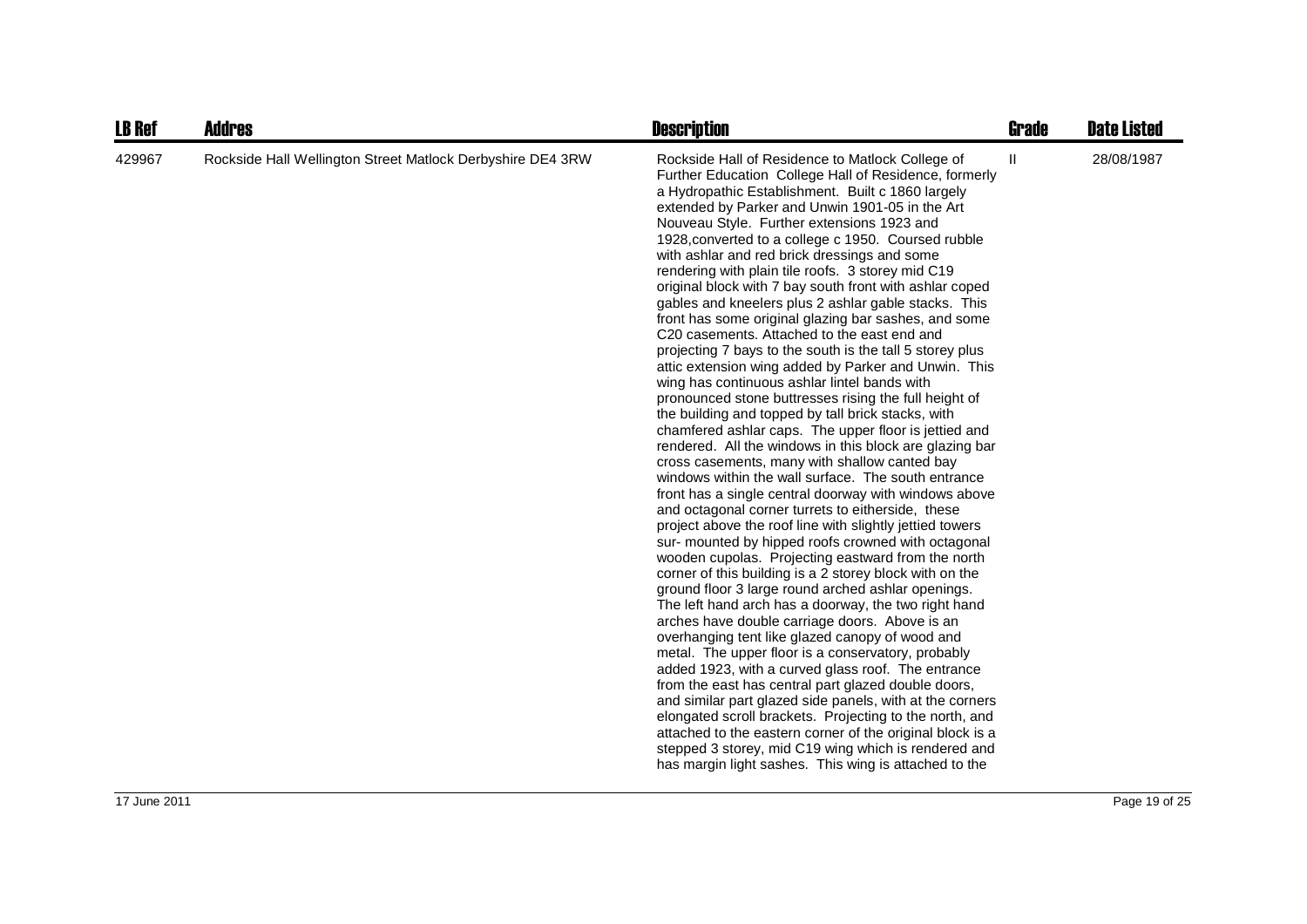| LB Ref | Addres | Description | Grade | Date Listed |
|---|---|---|---|---|
| 429967 | Rockside Hall Wellington Street Matlock Derbyshire DE4 3RW | Rockside Hall of Residence to Matlock College of Further Education College Hall of Residence, formerly a Hydropathic Establishment. Built c 1860 largely extended by Parker and Unwin 1901-05 in the Art Nouveau Style. Further extensions 1923 and 1928,converted to a college c 1950. Coursed rubble with ashlar and red brick dressings and some rendering with plain tile roofs. 3 storey mid C19 original block with 7 bay south front with ashlar coped gables and kneelers plus 2 ashlar gable stacks. This front has some original glazing bar sashes, and some C20 casements. Attached to the east end and projecting 7 bays to the south is the tall 5 storey plus attic extension wing added by Parker and Unwin. This wing has continuous ashlar lintel bands with pronounced stone buttresses rising the full height of the building and topped by tall brick stacks, with chamfered ashlar caps. The upper floor is jettied and rendered. All the windows in this block are glazing bar cross casements, many with shallow canted bay windows within the wall surface. The south entrance front has a single central doorway with windows above and octagonal corner turrets to eitherside, these project above the roof line with slightly jettied towers sur- mounted by hipped roofs crowned with octagonal wooden cupolas. Projecting eastward from the north corner of this building is a 2 storey block with on the ground floor 3 large round arched ashlar openings. The left hand arch has a doorway, the two right hand arches have double carriage doors. Above is an overhanging tent like glazed canopy of wood and metal. The upper floor is a conservatory, probably added 1923, with a curved glass roof. The entrance from the east has central part glazed double doors, and similar part glazed side panels, with at the corners elongated scroll brackets. Projecting to the north, and attached to the eastern corner of the original block is a stepped 3 storey, mid C19 wing which is rendered and has margin light sashes. This wing is attached to the | II | 28/08/1987 |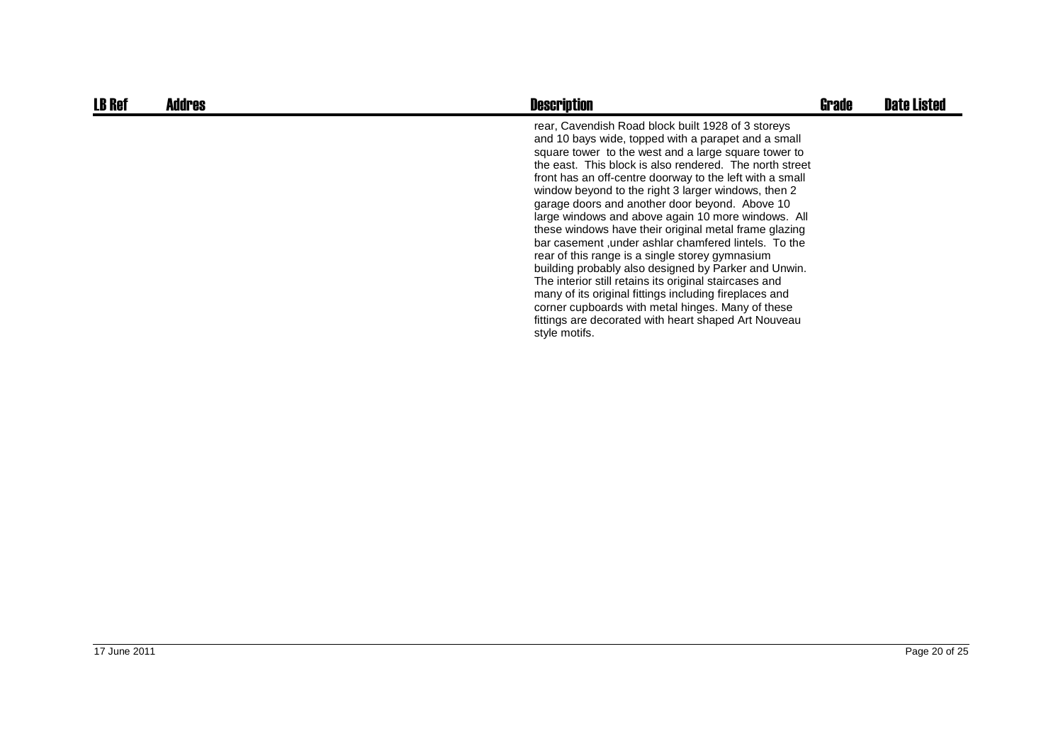| LB Ref | Addres | Description | Grade | Date Listed |
|---|---|---|---|---|
| | | rear, Cavendish Road block built 1928 of 3 storeys and 10 bays wide, topped with a parapet and a small square tower to the west and a large square tower to the east. This block is also rendered. The north street front has an off-centre doorway to the left with a small window beyond to the right 3 larger windows, then 2 garage doors and another door beyond. Above 10 large windows and above again 10 more windows. All these windows have their original metal frame glazing bar casement ,under ashlar chamfered lintels. To the rear of this range is a single storey gymnasium building probably also designed by Parker and Unwin. The interior still retains its original staircases and many of its original fittings including fireplaces and corner cupboards with metal hinges. Many of these fittings are decorated with heart shaped Art Nouveau style motifs. | | |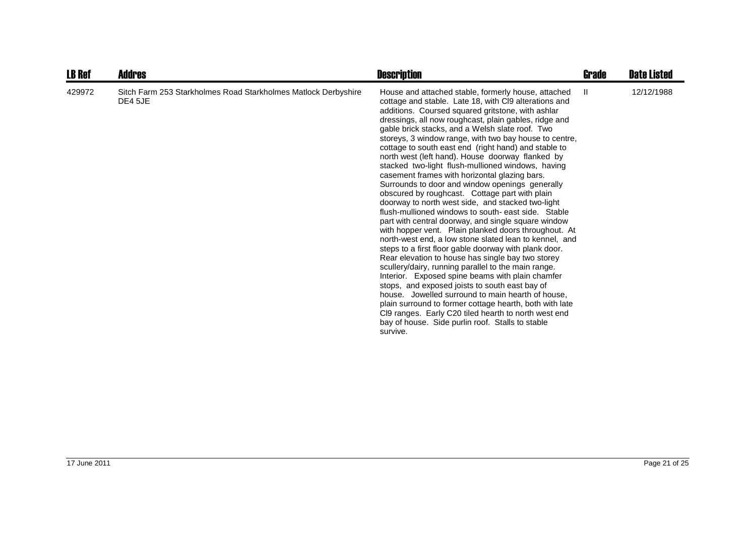| LB Ref | Addres | Description | Grade | Date Listed |
|---|---|---|---|---|
| 429972 | Sitch Farm 253 Starkholmes Road Starkholmes Matlock Derbyshire DE4 5JE | House and attached stable, formerly house, attached cottage and stable. Late 18, with Cl9 alterations and additions. Coursed squared gritstone, with ashlar dressings, all now roughcast, plain gables, ridge and gable brick stacks, and a Welsh slate roof. Two storeys, 3 window range, with two bay house to centre, cottage to south east end (right hand) and stable to north west (left hand). House doorway flanked by stacked two-light flush-mullioned windows, having casement frames with horizontal glazing bars. Surrounds to door and window openings generally obscured by roughcast. Cottage part with plain doorway to north west side, and stacked two-light flush-mullioned windows to south- east side. Stable part with central doorway, and single square window with hopper vent. Plain planked doors throughout. At north-west end, a low stone slated lean to kennel, and steps to a first floor gable doorway with plank door. Rear elevation to house has single bay two storey scullery/dairy, running parallel to the main range. Interior. Exposed spine beams with plain chamfer stops, and exposed joists to south east bay of house. Jowelled surround to main hearth of house, plain surround to former cottage hearth, both with late Cl9 ranges. Early C20 tiled hearth to north west end bay of house. Side purlin roof. Stalls to stable survive. | II | 12/12/1988 |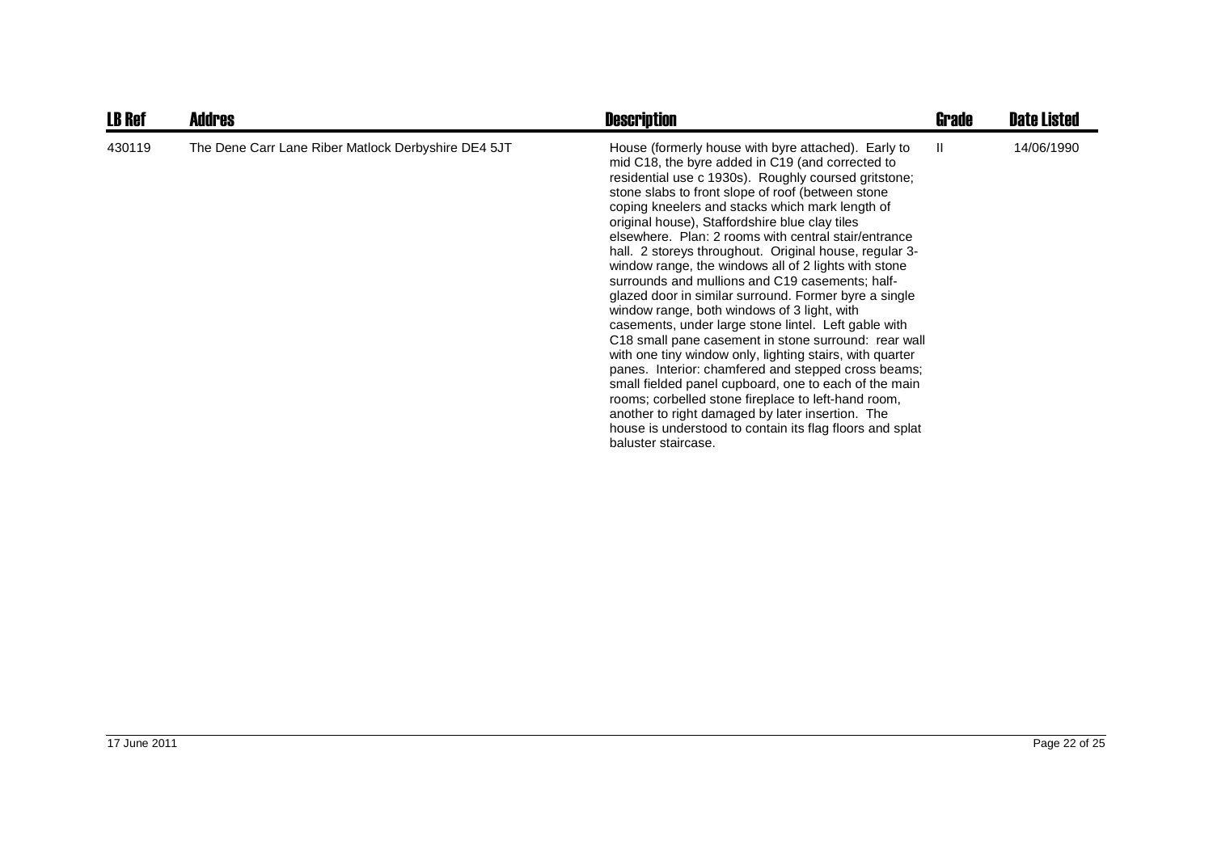| LB Ref | Addres | Description | Grade | Date Listed |
|---|---|---|---|---|
| 430119 | The Dene Carr Lane Riber Matlock Derbyshire DE4 5JT | House (formerly house with byre attached). Early to mid C18, the byre added in C19 (and corrected to residential use c 1930s). Roughly coursed gritstone; stone slabs to front slope of roof (between stone coping kneelers and stacks which mark length of original house), Staffordshire blue clay tiles elsewhere. Plan: 2 rooms with central stair/entrance hall. 2 storeys throughout. Original house, regular 3-window range, the windows all of 2 lights with stone surrounds and mullions and C19 casements; half-glazed door in similar surround. Former byre a single window range, both windows of 3 light, with casements, under large stone lintel. Left gable with C18 small pane casement in stone surround: rear wall with one tiny window only, lighting stairs, with quarter panes. Interior: chamfered and stepped cross beams; small fielded panel cupboard, one to each of the main rooms; corbelled stone fireplace to left-hand room, another to right damaged by later insertion. The house is understood to contain its flag floors and splat baluster staircase. | II | 14/06/1990 |

17 June 2011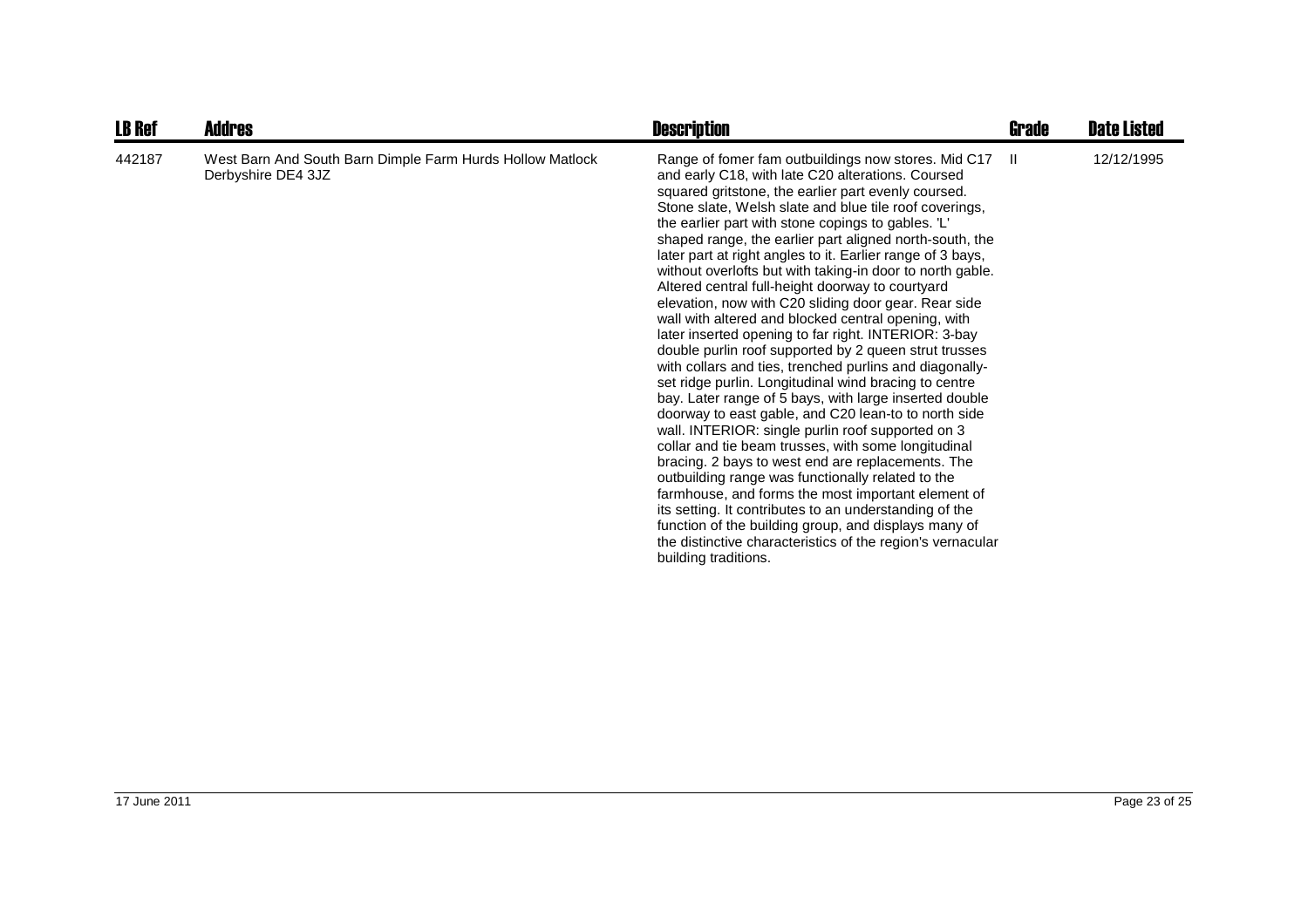| LB Ref | Addres | Description | Grade | Date Listed |
|---|---|---|---|---|
| 442187 | West Barn And South Barn Dimple Farm Hurds Hollow Matlock Derbyshire DE4 3JZ | Range of fomer fam outbuildings now stores. Mid C17 and early C18, with late C20 alterations. Coursed squared gritstone, the earlier part evenly coursed. Stone slate, Welsh slate and blue tile roof coverings, the earlier part with stone copings to gables. 'L' shaped range, the earlier part aligned north-south, the later part at right angles to it. Earlier range of 3 bays, without overlofts but with taking-in door to north gable. Altered central full-height doorway to courtyard elevation, now with C20 sliding door gear. Rear side wall with altered and blocked central opening, with later inserted opening to far right. INTERIOR: 3-bay double purlin roof supported by 2 queen strut trusses with collars and ties, trenched purlins and diagonally-set ridge purlin. Longitudinal wind bracing to centre bay. Later range of 5 bays, with large inserted double doorway to east gable, and C20 lean-to to north side wall. INTERIOR: single purlin roof supported on 3 collar and tie beam trusses, with some longitudinal bracing. 2 bays to west end are replacements. The outbuilding range was functionally related to the farmhouse, and forms the most important element of its setting. It contributes to an understanding of the function of the building group, and displays many of the distinctive characteristics of the region's vernacular building traditions. | II | 12/12/1995 |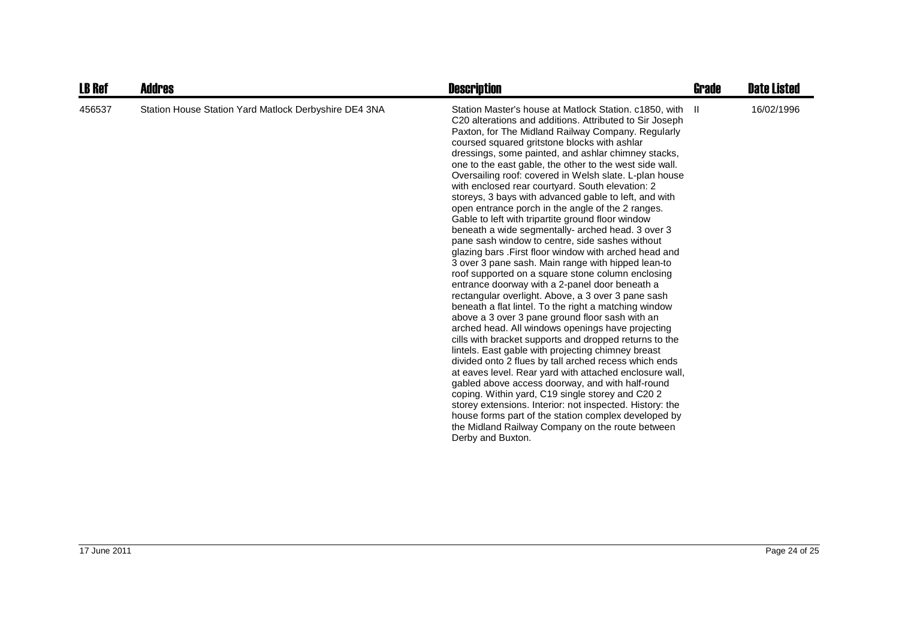| LB Ref | Addres | Description | Grade | Date Listed |
|---|---|---|---|---|
| 456537 | Station House Station Yard Matlock Derbyshire DE4 3NA | Station Master's house at Matlock Station. c1850, with C20 alterations and additions. Attributed to Sir Joseph Paxton, for The Midland Railway Company. Regularly coursed squared gritstone blocks with ashlar dressings, some painted, and ashlar chimney stacks, one to the east gable, the other to the west side wall. Oversailing roof: covered in Welsh slate. L-plan house with enclosed rear courtyard. South elevation: 2 storeys, 3 bays with advanced gable to left, and with open entrance porch in the angle of the 2 ranges. Gable to left with tripartite ground floor window beneath a wide segmentally- arched head. 3 over 3 pane sash window to centre, side sashes without glazing bars .First floor window with arched head and 3 over 3 pane sash. Main range with hipped lean-to roof supported on a square stone column enclosing entrance doorway with a 2-panel door beneath a rectangular overlight. Above, a 3 over 3 pane sash beneath a flat lintel. To the right a matching window above a 3 over 3 pane ground floor sash with an arched head. All windows openings have projecting cills with bracket supports and dropped returns to the lintels. East gable with projecting chimney breast divided onto 2 flues by tall arched recess which ends at eaves level. Rear yard with attached enclosure wall, gabled above access doorway, and with half-round coping. Within yard, C19 single storey and C20 2 storey extensions. Interior: not inspected. History: the house forms part of the station complex developed by the Midland Railway Company on the route between Derby and Buxton. | II | 16/02/1996 |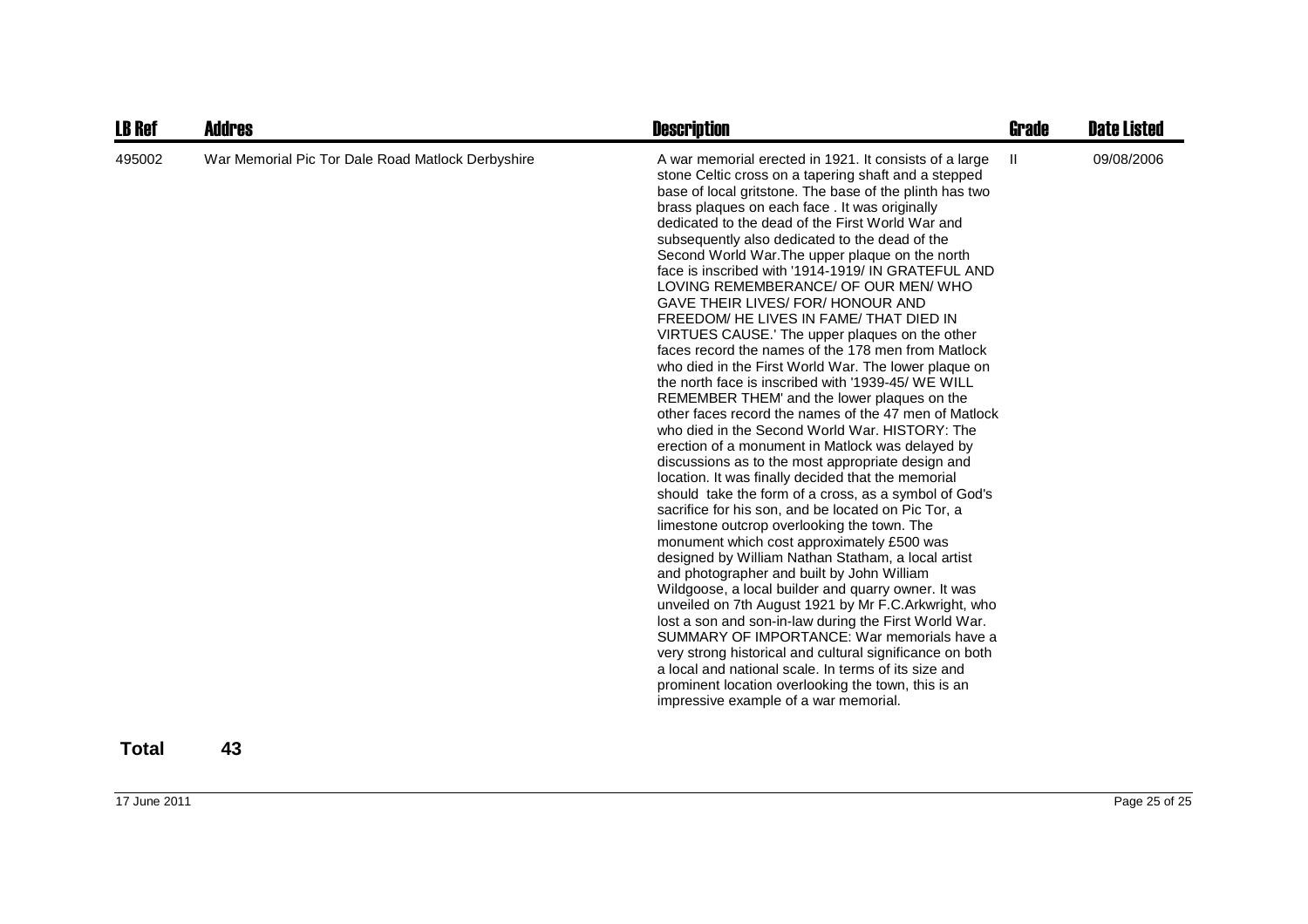| LB Ref | Addres | Description | Grade | Date Listed |
|---|---|---|---|---|
| 495002 | War Memorial Pic Tor Dale Road Matlock Derbyshire | A war memorial erected in 1921. It consists of a large stone Celtic cross on a tapering shaft and a stepped base of local gritstone. The base of the plinth has two brass plaques on each face . It was originally dedicated to the dead of the First World War and subsequently also dedicated to the dead of the Second World War.The upper plaque on the north face is inscribed with '1914-1919/ IN GRATEFUL AND LOVING REMEMBERANCE/ OF OUR MEN/ WHO GAVE THEIR LIVES/ FOR/ HONOUR AND FREEDOM/ HE LIVES IN FAME/ THAT DIED IN VIRTUES CAUSE.' The upper plaques on the other faces record the names of the 178 men from Matlock who died in the First World War. The lower plaque on the north face is inscribed with '1939-45/ WE WILL REMEMBER THEM' and the lower plaques on the other faces record the names of the 47 men of Matlock who died in the Second World War. HISTORY: The erection of a monument in Matlock was delayed by discussions as to the most appropriate design and location. It was finally decided that the memorial should take the form of a cross, as a symbol of God's sacrifice for his son, and be located on Pic Tor, a limestone outcrop overlooking the town. The monument which cost approximately £500 was designed by William Nathan Statham, a local artist and photographer and built by John William Wildgoose, a local builder and quarry owner. It was unveiled on 7th August 1921 by Mr F.C.Arkwright, who lost a son and son-in-law during the First World War. SUMMARY OF IMPORTANCE: War memorials have a very strong historical and cultural significance on both a local and national scale. In terms of its size and prominent location overlooking the town, this is an impressive example of a war memorial. | II | 09/08/2006 |

**Total 43**

17 June 2011